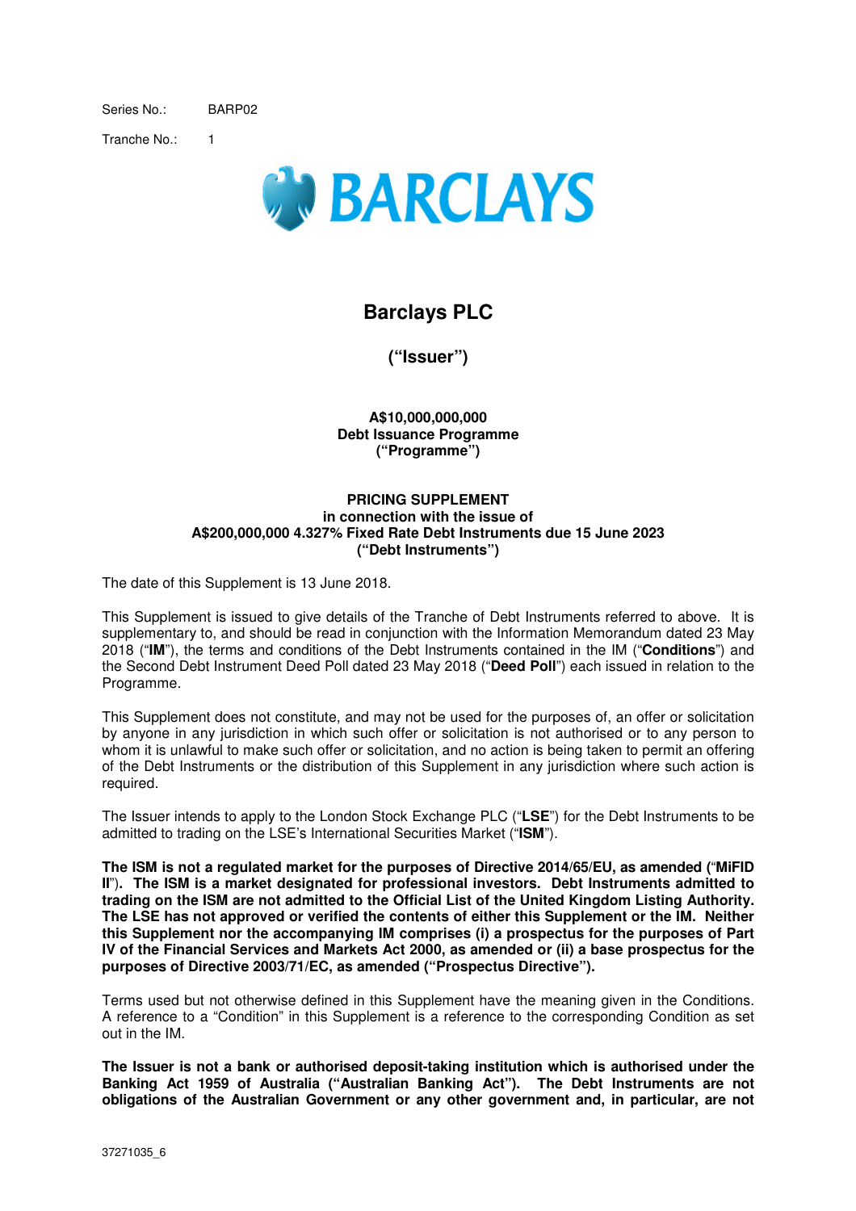Series No.: BARP02

Tranche No.: 1

BARCLAYS

# Barclays PLC

**("Issuer")**

**A$10,000,000,000**
**Debt Issuance Programme**
**("Programme")**

**PRICING SUPPLEMENT**
**in connection with the issue of**
**A$200,000,000 4.327% Fixed Rate Debt Instruments due 15 June 2023**
**("Debt Instruments")**

The date of this Supplement is 13 June 2018.

This Supplement is issued to give details of the Tranche of Debt Instruments referred to above. It is supplementary to, and should be read in conjunction with the Information Memorandum dated 23 May 2018 ("**IM**"), the terms and conditions of the Debt Instruments contained in the IM ("**Conditions**") and the Second Debt Instrument Deed Poll dated 23 May 2018 ("**Deed Poll**") each issued in relation to the Programme.

This Supplement does not constitute, and may not be used for the purposes of, an offer or solicitation by anyone in any jurisdiction in which such offer or solicitation is not authorised or to any person to whom it is unlawful to make such offer or solicitation, and no action is being taken to permit an offering of the Debt Instruments or the distribution of this Supplement in any jurisdiction where such action is required.

The Issuer intends to apply to the London Stock Exchange PLC ("**LSE**") for the Debt Instruments to be admitted to trading on the LSE's International Securities Market ("**ISM**").

**The ISM is not a regulated market for the purposes of Directive 2014/65/EU, as amended ("MiFID II"). The ISM is a market designated for professional investors. Debt Instruments admitted to trading on the ISM are not admitted to the Official List of the United Kingdom Listing Authority. The LSE has not approved or verified the contents of either this Supplement or the IM. Neither this Supplement nor the accompanying IM comprises (i) a prospectus for the purposes of Part IV of the Financial Services and Markets Act 2000, as amended or (ii) a base prospectus for the purposes of Directive 2003/71/EC, as amended ("Prospectus Directive").**

Terms used but not otherwise defined in this Supplement have the meaning given in the Conditions. A reference to a "Condition" in this Supplement is a reference to the corresponding Condition as set out in the IM.

**The Issuer is not a bank or authorised deposit-taking institution which is authorised under the Banking Act 1959 of Australia ("Australian Banking Act"). The Debt Instruments are not obligations of the Australian Government or any other government and, in particular, are not**

37271035_6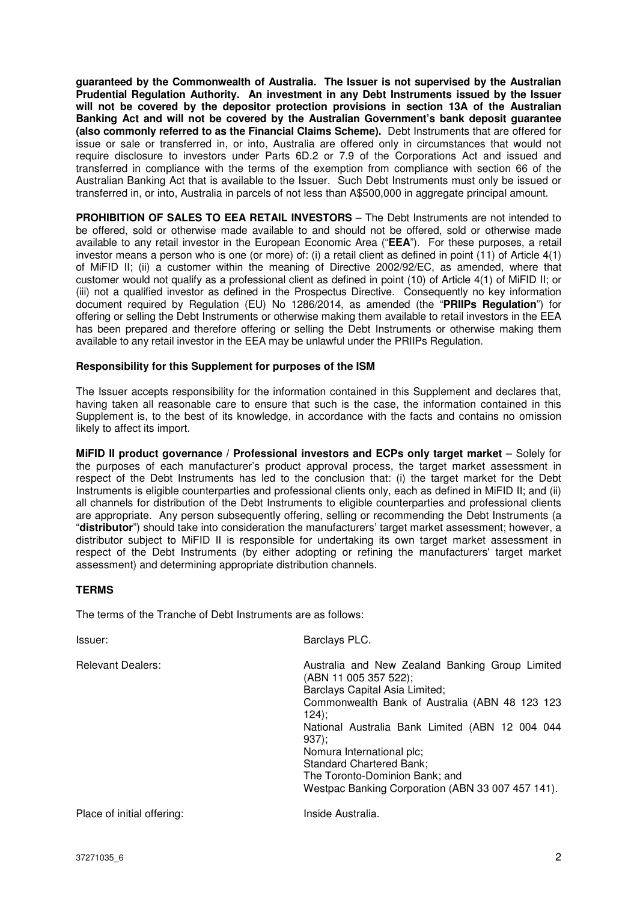**guaranteed by the Commonwealth of Australia. The Issuer is not supervised by the Australian Prudential Regulation Authority. An investment in any Debt Instruments issued by the Issuer will not be covered by the depositor protection provisions in section 13A of the Australian Banking Act and will not be covered by the Australian Government's bank deposit guarantee (also commonly referred to as the Financial Claims Scheme).** Debt Instruments that are offered for issue or sale or transferred in, or into, Australia are offered only in circumstances that would not require disclosure to investors under Parts 6D.2 or 7.9 of the Corporations Act and issued and transferred in compliance with the terms of the exemption from compliance with section 66 of the Australian Banking Act that is available to the Issuer. Such Debt Instruments must only be issued or transferred in, or into, Australia in parcels of not less than A$500,000 in aggregate principal amount.

**PROHIBITION OF SALES TO EEA RETAIL INVESTORS** – The Debt Instruments are not intended to be offered, sold or otherwise made available to and should not be offered, sold or otherwise made available to any retail investor in the European Economic Area ("**EEA**"). For these purposes, a retail investor means a person who is one (or more) of: (i) a retail client as defined in point (11) of Article 4(1) of MiFID II; (ii) a customer within the meaning of Directive 2002/92/EC, as amended, where that customer would not qualify as a professional client as defined in point (10) of Article 4(1) of MiFID II; or (iii) not a qualified investor as defined in the Prospectus Directive. Consequently no key information document required by Regulation (EU) No 1286/2014, as amended (the "**PRIIPs Regulation**") for offering or selling the Debt Instruments or otherwise making them available to retail investors in the EEA has been prepared and therefore offering or selling the Debt Instruments or otherwise making them available to any retail investor in the EEA may be unlawful under the PRIIPs Regulation.

**Responsibility for this Supplement for purposes of the ISM**

The Issuer accepts responsibility for the information contained in this Supplement and declares that, having taken all reasonable care to ensure that such is the case, the information contained in this Supplement is, to the best of its knowledge, in accordance with the facts and contains no omission likely to affect its import.

**MiFID II product governance / Professional investors and ECPs only target market** – Solely for the purposes of each manufacturer's product approval process, the target market assessment in respect of the Debt Instruments has led to the conclusion that: (i) the target market for the Debt Instruments is eligible counterparties and professional clients only, each as defined in MiFID II; and (ii) all channels for distribution of the Debt Instruments to eligible counterparties and professional clients are appropriate. Any person subsequently offering, selling or recommending the Debt Instruments (a "**distributor**") should take into consideration the manufacturers' target market assessment; however, a distributor subject to MiFID II is responsible for undertaking its own target market assessment in respect of the Debt Instruments (by either adopting or refining the manufacturers' target market assessment) and determining appropriate distribution channels.

**TERMS**

The terms of the Tranche of Debt Instruments are as follows:

| | |
|---|---|
| Issuer: | Barclays PLC. |
| Relevant Dealers: | Australia and New Zealand Banking Group Limited (ABN 11 005 357 522);<br>Barclays Capital Asia Limited;<br>Commonwealth Bank of Australia (ABN 48 123 123 124);<br>National Australia Bank Limited (ABN 12 004 044 937);<br>Nomura International plc;<br>Standard Chartered Bank;<br>The Toronto-Dominion Bank; and<br>Westpac Banking Corporation (ABN 33 007 457 141). |
| Place of initial offering: | Inside Australia. |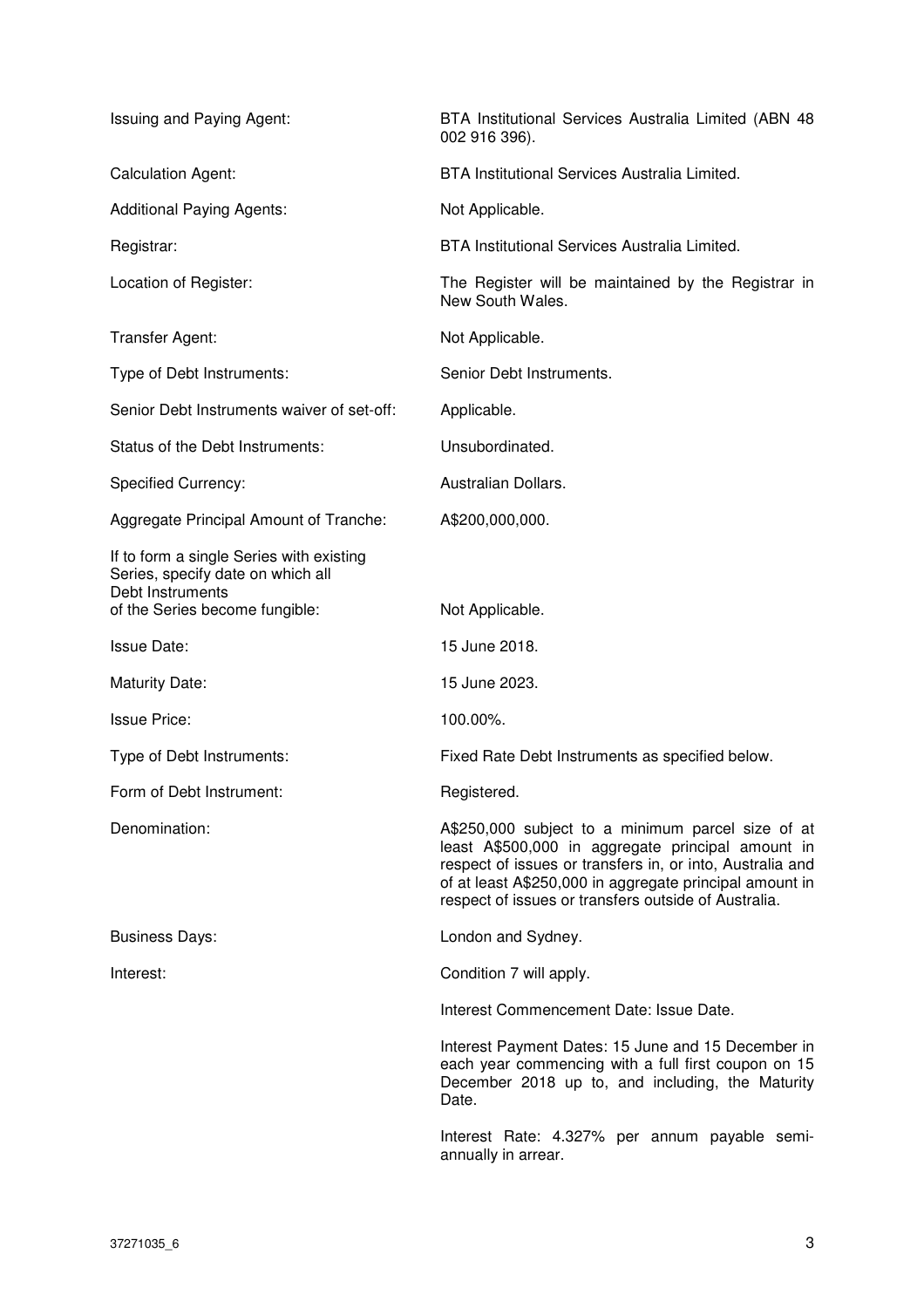| | |
|---|---|
| Issuing and Paying Agent: | BTA Institutional Services Australia Limited (ABN 48 002 916 396). |
| Calculation Agent: | BTA Institutional Services Australia Limited. |
| Additional Paying Agents: | Not Applicable. |
| Registrar: | BTA Institutional Services Australia Limited. |
| Location of Register: | The Register will be maintained by the Registrar in New South Wales. |
| Transfer Agent: | Not Applicable. |
| Type of Debt Instruments: | Senior Debt Instruments. |
| Senior Debt Instruments waiver of set-off: | Applicable. |
| Status of the Debt Instruments: | Unsubordinated. |
| Specified Currency: | Australian Dollars. |
| Aggregate Principal Amount of Tranche: | A$200,000,000. |
| If to form a single Series with existing Series, specify date on which all Debt Instruments of the Series become fungible: | Not Applicable. |
| Issue Date: | 15 June 2018. |
| Maturity Date: | 15 June 2023. |
| Issue Price: | 100.00%. |
| Type of Debt Instruments: | Fixed Rate Debt Instruments as specified below. |
| Form of Debt Instrument: | Registered. |
| Denomination: | A$250,000 subject to a minimum parcel size of at least A$500,000 in aggregate principal amount in respect of issues or transfers in, or into, Australia and of at least A$250,000 in aggregate principal amount in respect of issues or transfers outside of Australia. |
| Business Days: | London and Sydney. |
| Interest: | Condition 7 will apply.<br><br>Interest Commencement Date: Issue Date.<br><br>Interest Payment Dates: 15 June and 15 December in each year commencing with a full first coupon on 15 December 2018 up to, and including, the Maturity Date.<br><br>Interest Rate: 4.327% per annum payable semi-annually in arrear. |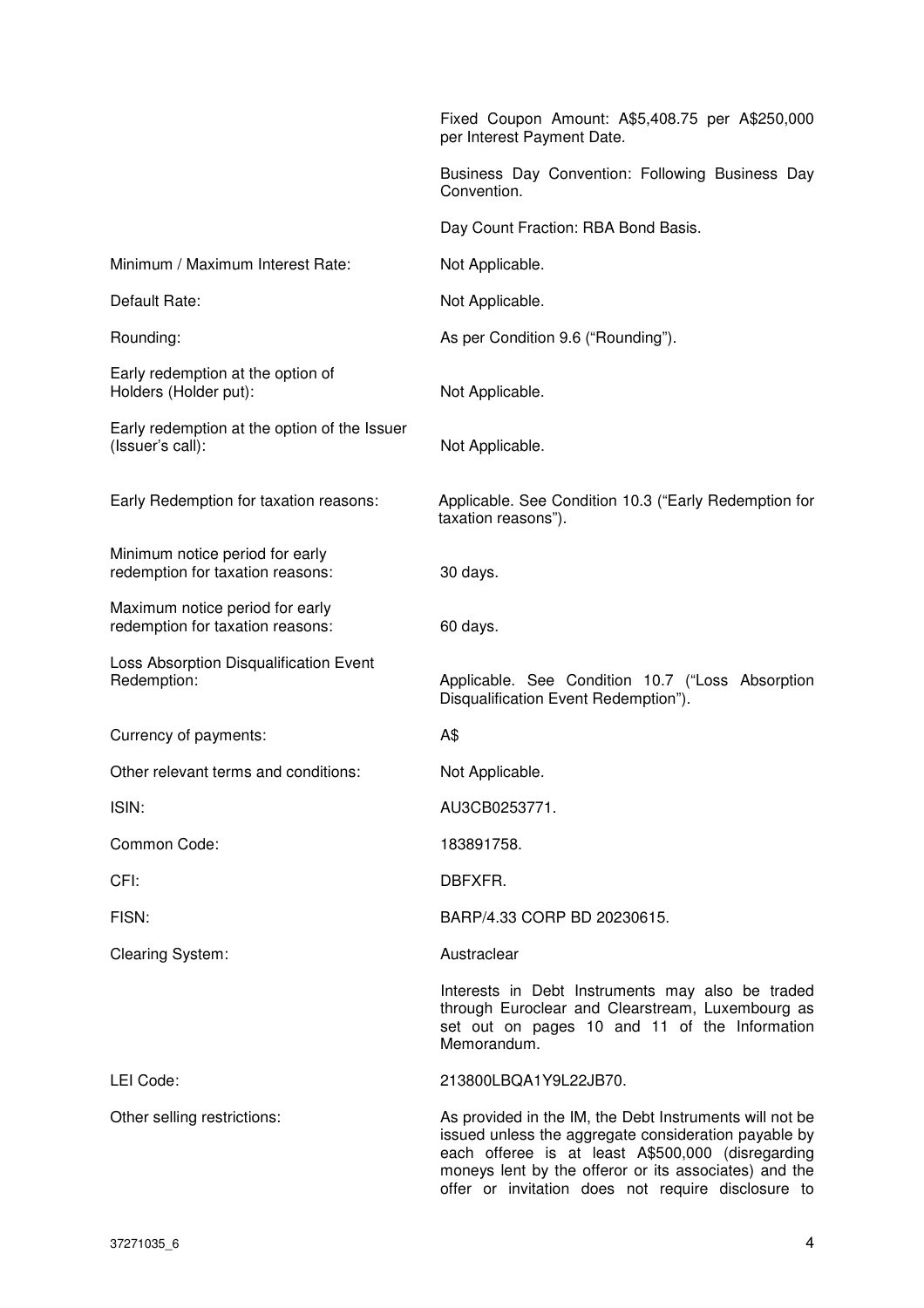| | |
|---|---|
| | Fixed Coupon Amount: A$5,408.75 per A$250,000 per Interest Payment Date. |
| | Business Day Convention: Following Business Day Convention. |
| | Day Count Fraction: RBA Bond Basis. |
| Minimum / Maximum Interest Rate: | Not Applicable. |
| Default Rate: | Not Applicable. |
| Rounding: | As per Condition 9.6 ("Rounding"). |
| Early redemption at the option of Holders (Holder put): | Not Applicable. |
| Early redemption at the option of the Issuer (Issuer's call): | Not Applicable. |
| Early Redemption for taxation reasons: | Applicable. See Condition 10.3 ("Early Redemption for taxation reasons"). |
| Minimum notice period for early redemption for taxation reasons: | 30 days. |
| Maximum notice period for early redemption for taxation reasons: | 60 days. |
| Loss Absorption Disqualification Event Redemption: | Applicable. See Condition 10.7 ("Loss Absorption Disqualification Event Redemption"). |
| Currency of payments: | A$ |
| Other relevant terms and conditions: | Not Applicable. |
| ISIN: | AU3CB0253771. |
| Common Code: | 183891758. |
| CFI: | DBFXFR. |
| FISN: | BARP/4.33 CORP BD 20230615. |
| Clearing System: | Austraclear |
| | Interests in Debt Instruments may also be traded through Euroclear and Clearstream, Luxembourg as set out on pages 10 and 11 of the Information Memorandum. |
| LEI Code: | 213800LBQA1Y9L22JB70. |
| Other selling restrictions: | As provided in the IM, the Debt Instruments will not be issued unless the aggregate consideration payable by each offeree is at least A$500,000 (disregarding moneys lent by the offeror or its associates) and the offer or invitation does not require disclosure to |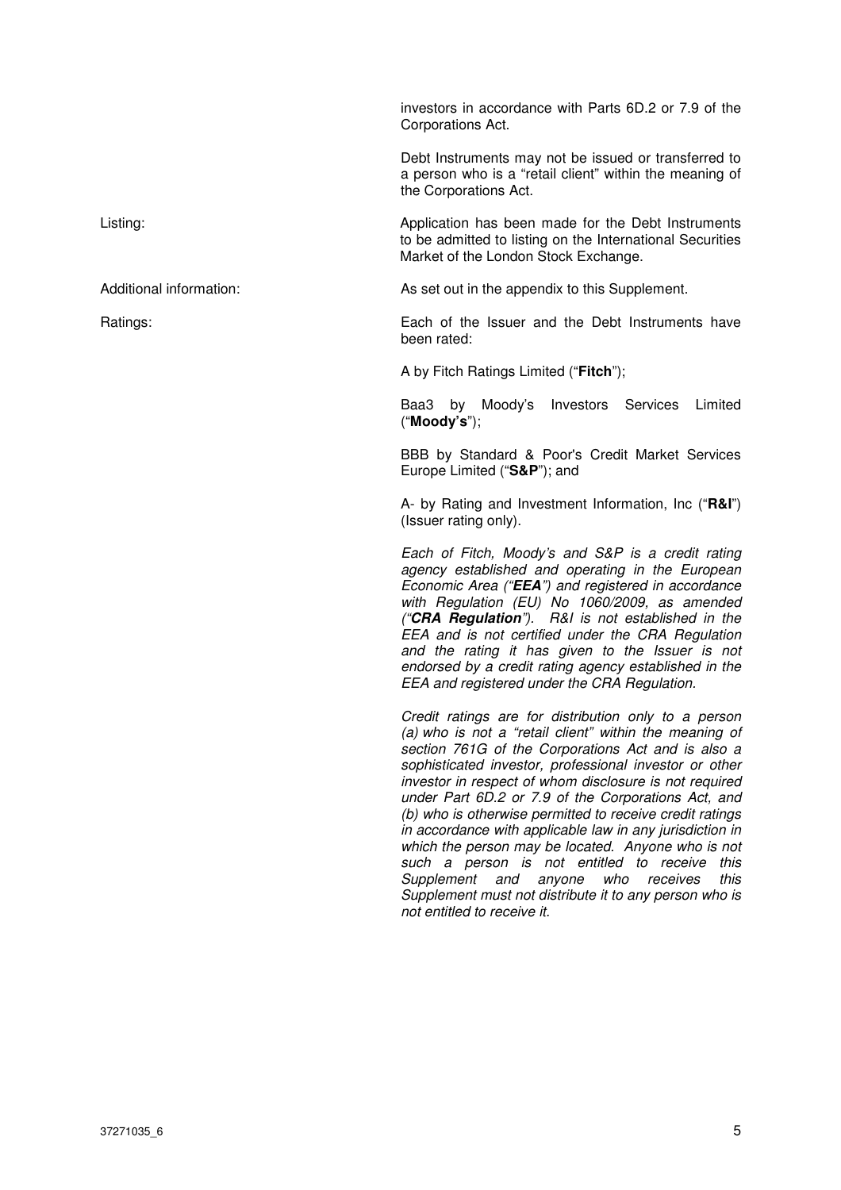| | |
|---|---|
| | investors in accordance with Parts 6D.2 or 7.9 of the Corporations Act. |
| | Debt Instruments may not be issued or transferred to a person who is a "retail client" within the meaning of the Corporations Act. |
| Listing: | Application has been made for the Debt Instruments to be admitted to listing on the International Securities Market of the London Stock Exchange. |
| Additional information: | As set out in the appendix to this Supplement. |
| Ratings: | Each of the Issuer and the Debt Instruments have been rated: |
| | A by Fitch Ratings Limited ("**Fitch**"); |
| | Baa3 by Moody's Investors Services Limited ("**Moody's**"); |
| | BBB by Standard & Poor's Credit Market Services Europe Limited ("**S&P**"); and |
| | A- by Rating and Investment Information, Inc ("**R&I**") (Issuer rating only). |
| | *Each of Fitch, Moody's and S&P is a credit rating agency established and operating in the European Economic Area ("**EEA**") and registered in accordance with Regulation (EU) No 1060/2009, as amended ("**CRA Regulation**"). R&I is not established in the EEA and is not certified under the CRA Regulation and the rating it has given to the Issuer is not endorsed by a credit rating agency established in the EEA and registered under the CRA Regulation.* |
| | *Credit ratings are for distribution only to a person (a) who is not a "retail client" within the meaning of section 761G of the Corporations Act and is also a sophisticated investor, professional investor or other investor in respect of whom disclosure is not required under Part 6D.2 or 7.9 of the Corporations Act, and (b) who is otherwise permitted to receive credit ratings in accordance with applicable law in any jurisdiction in which the person may be located. Anyone who is not such a person is not entitled to receive this Supplement and anyone who receives this Supplement must not distribute it to any person who is not entitled to receive it.* |

37271035_6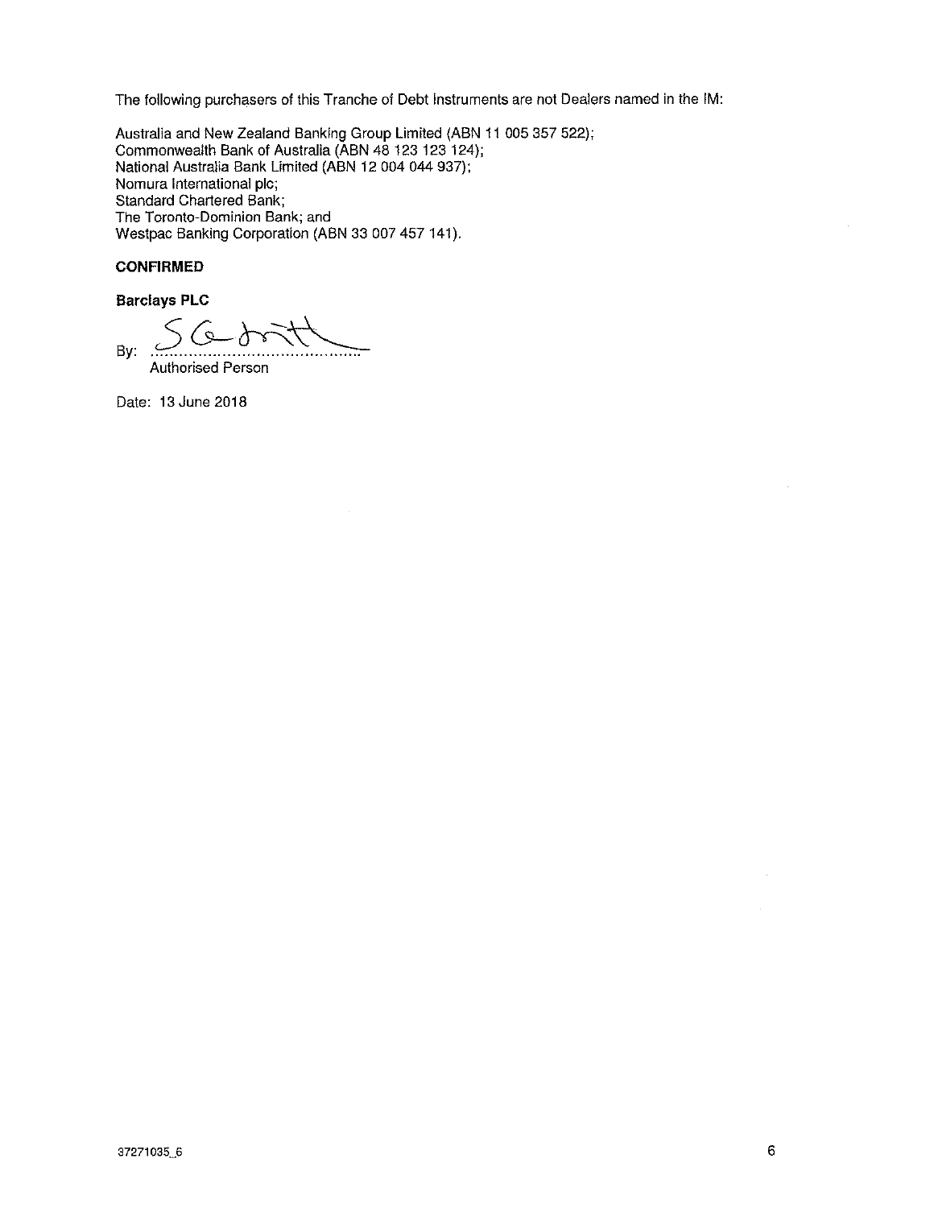The following purchasers of this Tranche of Debt Instruments are not Dealers named in the IM:

Australia and New Zealand Banking Group Limited (ABN 11 005 357 522);
Commonwealth Bank of Australia (ABN 48 123 123 124);
National Australia Bank Limited (ABN 12 004 044 937);
Nomura International plc;
Standard Chartered Bank;
The Toronto-Dominion Bank; and
Westpac Banking Corporation (ABN 33 007 457 141).

**CONFIRMED**

**Barclays PLC**

By: ..........................................
Authorised Person

Date: 13 June 2018

37271035_6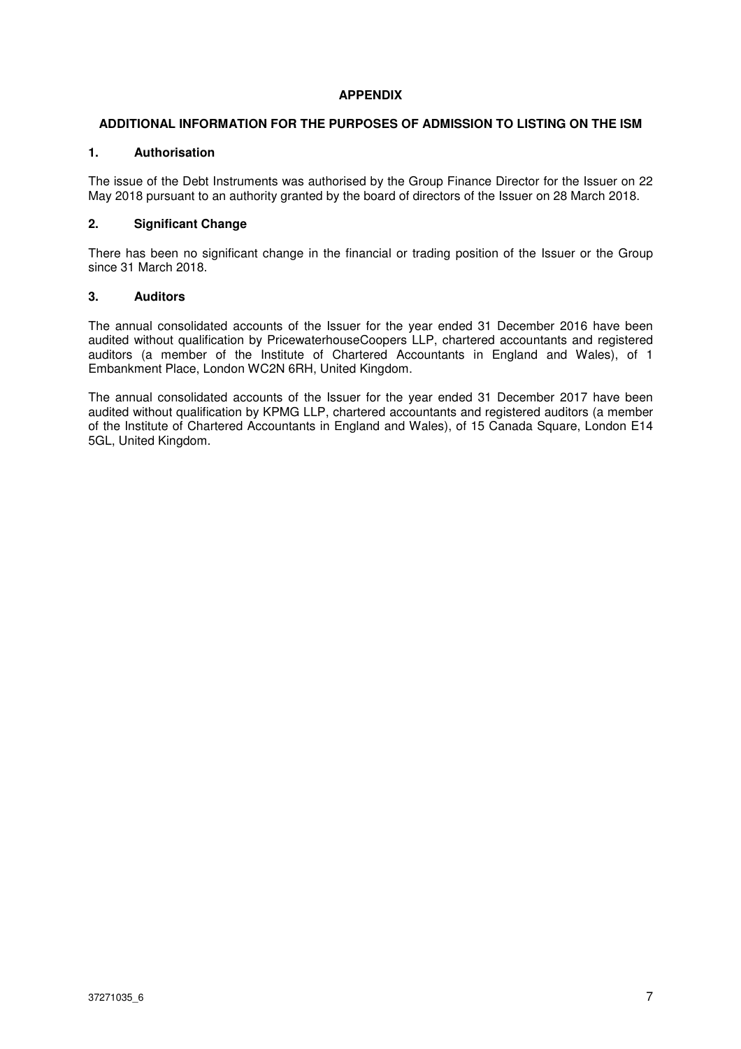# APPENDIX

## ADDITIONAL INFORMATION FOR THE PURPOSES OF ADMISSION TO LISTING ON THE ISM

### 1. Authorisation

The issue of the Debt Instruments was authorised by the Group Finance Director for the Issuer on 22 May 2018 pursuant to an authority granted by the board of directors of the Issuer on 28 March 2018.

### 2. Significant Change

There has been no significant change in the financial or trading position of the Issuer or the Group since 31 March 2018.

### 3. Auditors

The annual consolidated accounts of the Issuer for the year ended 31 December 2016 have been audited without qualification by PricewaterhouseCoopers LLP, chartered accountants and registered auditors (a member of the Institute of Chartered Accountants in England and Wales), of 1 Embankment Place, London WC2N 6RH, United Kingdom.

The annual consolidated accounts of the Issuer for the year ended 31 December 2017 have been audited without qualification by KPMG LLP, chartered accountants and registered auditors (a member of the Institute of Chartered Accountants in England and Wales), of 15 Canada Square, London E14 5GL, United Kingdom.

37271035_6